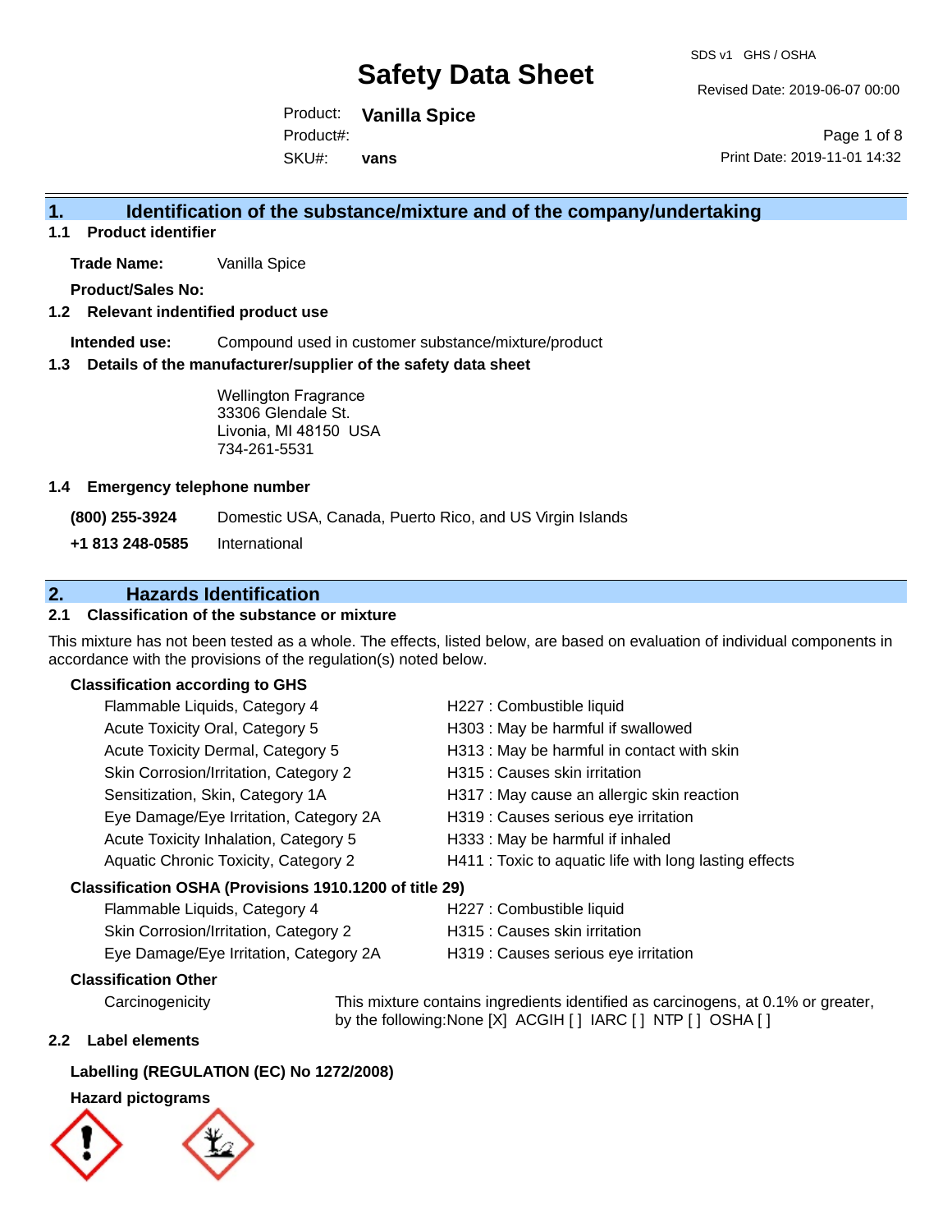# Safety Data Sheet

SDS v1 GHS / OSHA

Revised Date: 2019-06-07 00:00

Product: **Vanilla Spice**
Product#:
SKU#: **vans**

Print Date: 2019-11-01 14:32

## 1. Identification of the substance/mixture and of the company/undertaking

### 1.1 Product identifier

**Trade Name:** Vanilla Spice

**Product/Sales No:**

### 1.2 Relevant indentified product use

**Intended use:** Compound used in customer substance/mixture/product

### 1.3 Details of the manufacturer/supplier of the safety data sheet

Wellington Fragrance
33306 Glendale St.
Livonia, MI 48150 USA
734-261-5531

### 1.4 Emergency telephone number

| | |
|---|---|
| **(800) 255-3924** | Domestic USA, Canada, Puerto Rico, and US Virgin Islands |
| **+1 813 248-0585** | International |

## 2. Hazards Identification

### 2.1 Classification of the substance or mixture

This mixture has not been tested as a whole. The effects, listed below, are based on evaluation of individual components in accordance with the provisions of the regulation(s) noted below.

**Classification according to GHS**

| | |
|---|---|
| Flammable Liquids, Category 4 | H227 : Combustible liquid |
| Acute Toxicity Oral, Category 5 | H303 : May be harmful if swallowed |
| Acute Toxicity Dermal, Category 5 | H313 : May be harmful in contact with skin |
| Skin Corrosion/Irritation, Category 2 | H315 : Causes skin irritation |
| Sensitization, Skin, Category 1A | H317 : May cause an allergic skin reaction |
| Eye Damage/Eye Irritation, Category 2A | H319 : Causes serious eye irritation |
| Acute Toxicity Inhalation, Category 5 | H333 : May be harmful if inhaled |
| Aquatic Chronic Toxicity, Category 2 | H411 : Toxic to aquatic life with long lasting effects |

**Classification OSHA (Provisions 1910.1200 of title 29)**

| | |
|---|---|
| Flammable Liquids, Category 4 | H227 : Combustible liquid |
| Skin Corrosion/Irritation, Category 2 | H315 : Causes skin irritation |
| Eye Damage/Eye Irritation, Category 2A | H319 : Causes serious eye irritation |

**Classification Other**

Carcinogenicity — This mixture contains ingredients identified as carcinogens, at 0.1% or greater, by the following:None [X] ACGIH [ ] IARC [ ] NTP [ ] OSHA [ ]

### 2.2 Label elements

**Labelling (REGULATION (EC) No 1272/2008)**

**Hazard pictograms**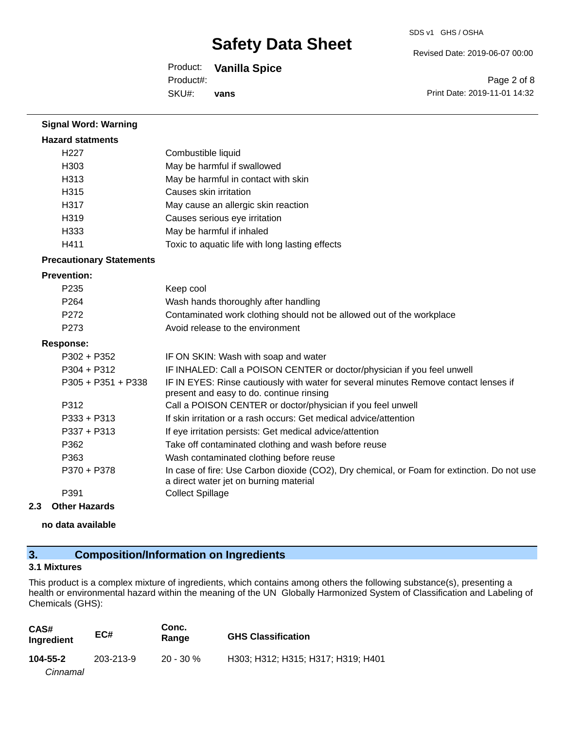**Signal Word: Warning**

**Hazard statments**

| | |
|---|---|
| H227 | Combustible liquid |
| H303 | May be harmful if swallowed |
| H313 | May be harmful in contact with skin |
| H315 | Causes skin irritation |
| H317 | May cause an allergic skin reaction |
| H319 | Causes serious eye irritation |
| H333 | May be harmful if inhaled |
| H411 | Toxic to aquatic life with long lasting effects |

**Precautionary Statements**

**Prevention:**

| | |
|---|---|
| P235 | Keep cool |
| P264 | Wash hands thoroughly after handling |
| P272 | Contaminated work clothing should not be allowed out of the workplace |
| P273 | Avoid release to the environment |

**Response:**

| | |
|---|---|
| P302 + P352 | IF ON SKIN: Wash with soap and water |
| P304 + P312 | IF INHALED: Call a POISON CENTER or doctor/physician if you feel unwell |
| P305 + P351 + P338 | IF IN EYES: Rinse cautiously with water for several minutes Remove contact lenses if present and easy to do. continue rinsing |
| P312 | Call a POISON CENTER or doctor/physician if you feel unwell |
| P333 + P313 | If skin irritation or a rash occurs: Get medical advice/attention |
| P337 + P313 | If eye irritation persists: Get medical advice/attention |
| P362 | Take off contaminated clothing and wash before reuse |
| P363 | Wash contaminated clothing before reuse |
| P370 + P378 | In case of fire: Use Carbon dioxide ($CO_2$), Dry chemical, or Foam for extinction. Do not use a direct water jet on burning material |
| P391 | Collect Spillage |

### 2.3 Other Hazards

**no data available**

## 3. Composition/Information on Ingredients

### 3.1 Mixtures

This product is a complex mixture of ingredients, which contains among others the following substance(s), presenting a health or environmental hazard within the meaning of the UN Globally Harmonized System of Classification and Labeling of Chemicals (GHS):

| CAS# Ingredient | EC# | Conc. Range | GHS Classification |
|---|---|---|---|
| **104-55-2** *Cinnamal* | 203-213-9 | 20 - 30 % | H303; H312; H315; H317; H319; H401 |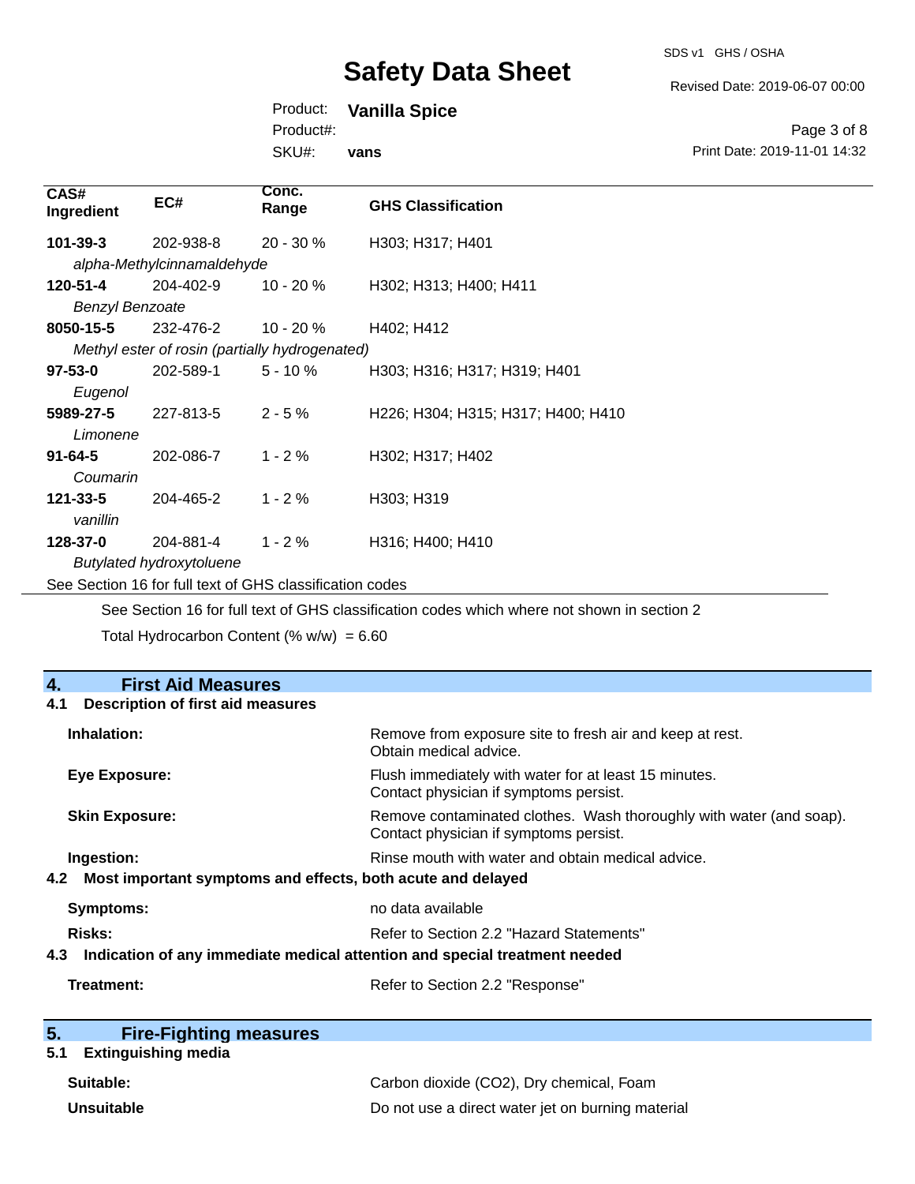| CAS# Ingredient | EC# | Conc. Range | GHS Classification |
|---|---|---|---|
| **101-39-3** | 202-938-8 | 20 - 30 % | H303; H317; H401 |
| *alpha-Methylcinnamaldehyde* | | | |
| **120-51-4** | 204-402-9 | 10 - 20 % | H302; H313; H400; H411 |
| *Benzyl Benzoate* | | | |
| **8050-15-5** | 232-476-2 | 10 - 20 % | H402; H412 |
| *Methyl ester of rosin (partially hydrogenated)* | | | |
| **97-53-0** | 202-589-1 | 5 - 10 % | H303; H316; H317; H319; H401 |
| *Eugenol* | | | |
| **5989-27-5** | 227-813-5 | 2 - 5 % | H226; H304; H315; H317; H400; H410 |
| *Limonene* | | | |
| **91-64-5** | 202-086-7 | 1 - 2 % | H302; H317; H402 |
| *Coumarin* | | | |
| **121-33-5** | 204-465-2 | 1 - 2 % | H303; H319 |
| *vanillin* | | | |
| **128-37-0** | 204-881-4 | 1 - 2 % | H316; H400; H410 |
| *Butylated hydroxytoluene* | | | |

See Section 16 for full text of GHS classification codes

See Section 16 for full text of GHS classification codes which where not shown in section 2

Total Hydrocarbon Content (% w/w) = 6.60

## 4. First Aid Measures

### 4.1 Description of first aid measures

**Inhalation:** Remove from exposure site to fresh air and keep at rest. Obtain medical advice.

**Eye Exposure:** Flush immediately with water for at least 15 minutes. Contact physician if symptoms persist.

**Skin Exposure:** Remove contaminated clothes. Wash thoroughly with water (and soap). Contact physician if symptoms persist.

**Ingestion:** Rinse mouth with water and obtain medical advice.

### 4.2 Most important symptoms and effects, both acute and delayed

**Symptoms:** no data available

**Risks:** Refer to Section 2.2 "Hazard Statements"

### 4.3 Indication of any immediate medical attention and special treatment needed

**Treatment:** Refer to Section 2.2 "Response"

## 5. Fire-Fighting measures

### 5.1 Extinguishing media

**Suitable:** Carbon dioxide ($CO_2$), Dry chemical, Foam

**Unsuitable** Do not use a direct water jet on burning material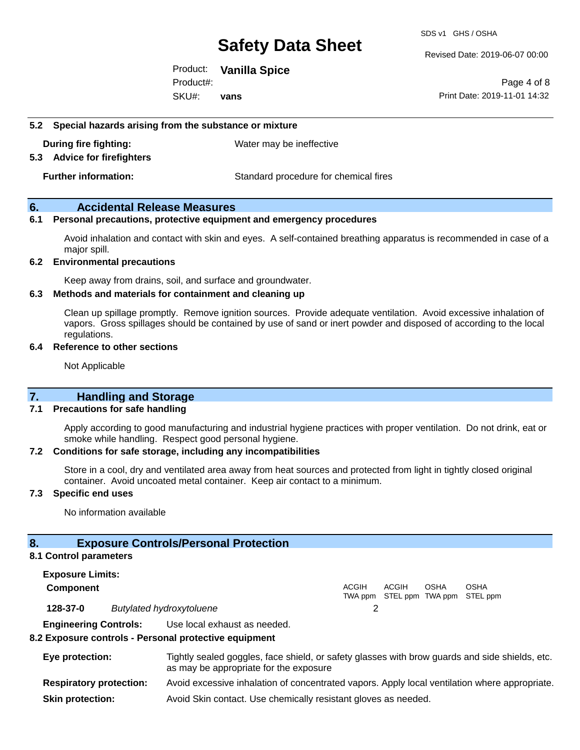### 5.2 Special hazards arising from the substance or mixture

**During fire fighting:** Water may be ineffective

### 5.3 Advice for firefighters

**Further information:** Standard procedure for chemical fires

## 6. Accidental Release Measures

### 6.1 Personal precautions, protective equipment and emergency procedures

Avoid inhalation and contact with skin and eyes. A self-contained breathing apparatus is recommended in case of a major spill.

### 6.2 Environmental precautions

Keep away from drains, soil, and surface and groundwater.

### 6.3 Methods and materials for containment and cleaning up

Clean up spillage promptly. Remove ignition sources. Provide adequate ventilation. Avoid excessive inhalation of vapors. Gross spillages should be contained by use of sand or inert powder and disposed of according to the local regulations.

### 6.4 Reference to other sections

Not Applicable

## 7. Handling and Storage

### 7.1 Precautions for safe handling

Apply according to good manufacturing and industrial hygiene practices with proper ventilation. Do not drink, eat or smoke while handling. Respect good personal hygiene.

### 7.2 Conditions for safe storage, including any incompatibilities

Store in a cool, dry and ventilated area away from heat sources and protected from light in tightly closed original container. Avoid uncoated metal container. Keep air contact to a minimum.

### 7.3 Specific end uses

No information available

## 8. Exposure Controls/Personal Protection

### 8.1 Control parameters

**Exposure Limits:**

| Component | | ACGIH TWA ppm | ACGIH STEL ppm | OSHA TWA ppm | OSHA STEL ppm |
|---|---|---|---|---|---|
| 128-37-0 | *Butylated hydroxytoluene* | 2 | | | |

**Engineering Controls:** Use local exhaust as needed.

### 8.2 Exposure controls - Personal protective equipment

**Eye protection:** Tightly sealed goggles, face shield, or safety glasses with brow guards and side shields, etc. as may be appropriate for the exposure

**Respiratory protection:** Avoid excessive inhalation of concentrated vapors. Apply local ventilation where appropriate.

**Skin protection:** Avoid Skin contact. Use chemically resistant gloves as needed.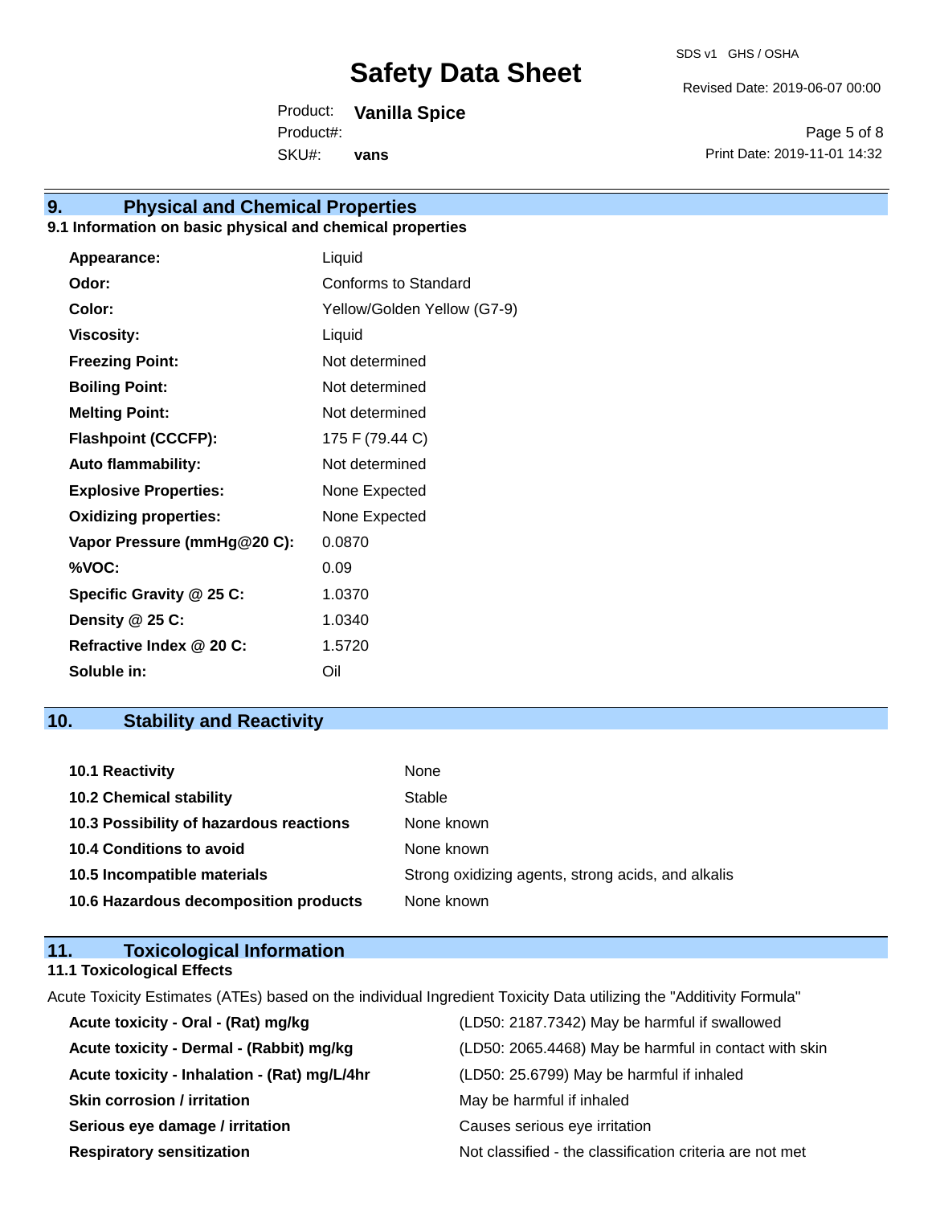## 9. Physical and Chemical Properties

### 9.1 Information on basic physical and chemical properties

| | |
|---|---|
| **Appearance:** | Liquid |
| **Odor:** | Conforms to Standard |
| **Color:** | Yellow/Golden Yellow (G7-9) |
| **Viscosity:** | Liquid |
| **Freezing Point:** | Not determined |
| **Boiling Point:** | Not determined |
| **Melting Point:** | Not determined |
| **Flashpoint (CCCFP):** | 175 F (79.44 C) |
| **Auto flammability:** | Not determined |
| **Explosive Properties:** | None Expected |
| **Oxidizing properties:** | None Expected |
| **Vapor Pressure (mmHg@20 C):** | 0.0870 |
| **%VOC:** | 0.09 |
| **Specific Gravity @ 25 C:** | 1.0370 |
| **Density @ 25 C:** | 1.0340 |
| **Refractive Index @ 20 C:** | 1.5720 |
| **Soluble in:** | Oil |

## 10. Stability and Reactivity

| | |
|---|---|
| **10.1 Reactivity** | None |
| **10.2 Chemical stability** | Stable |
| **10.3 Possibility of hazardous reactions** | None known |
| **10.4 Conditions to avoid** | None known |
| **10.5 Incompatible materials** | Strong oxidizing agents, strong acids, and alkalis |
| **10.6 Hazardous decomposition products** | None known |

## 11. Toxicological Information

### 11.1 Toxicological Effects

Acute Toxicity Estimates (ATEs) based on the individual Ingredient Toxicity Data utilizing the "Additivity Formula"

| | |
|---|---|
| **Acute toxicity - Oral - (Rat) mg/kg** | (LD50: 2187.7342) May be harmful if swallowed |
| **Acute toxicity - Dermal - (Rabbit) mg/kg** | (LD50: 2065.4468) May be harmful in contact with skin |
| **Acute toxicity - Inhalation - (Rat) mg/L/4hr** | (LD50: 25.6799) May be harmful if inhaled |
| **Skin corrosion / irritation** | May be harmful if inhaled |
| **Serious eye damage / irritation** | Causes serious eye irritation |
| **Respiratory sensitization** | Not classified - the classification criteria are not met |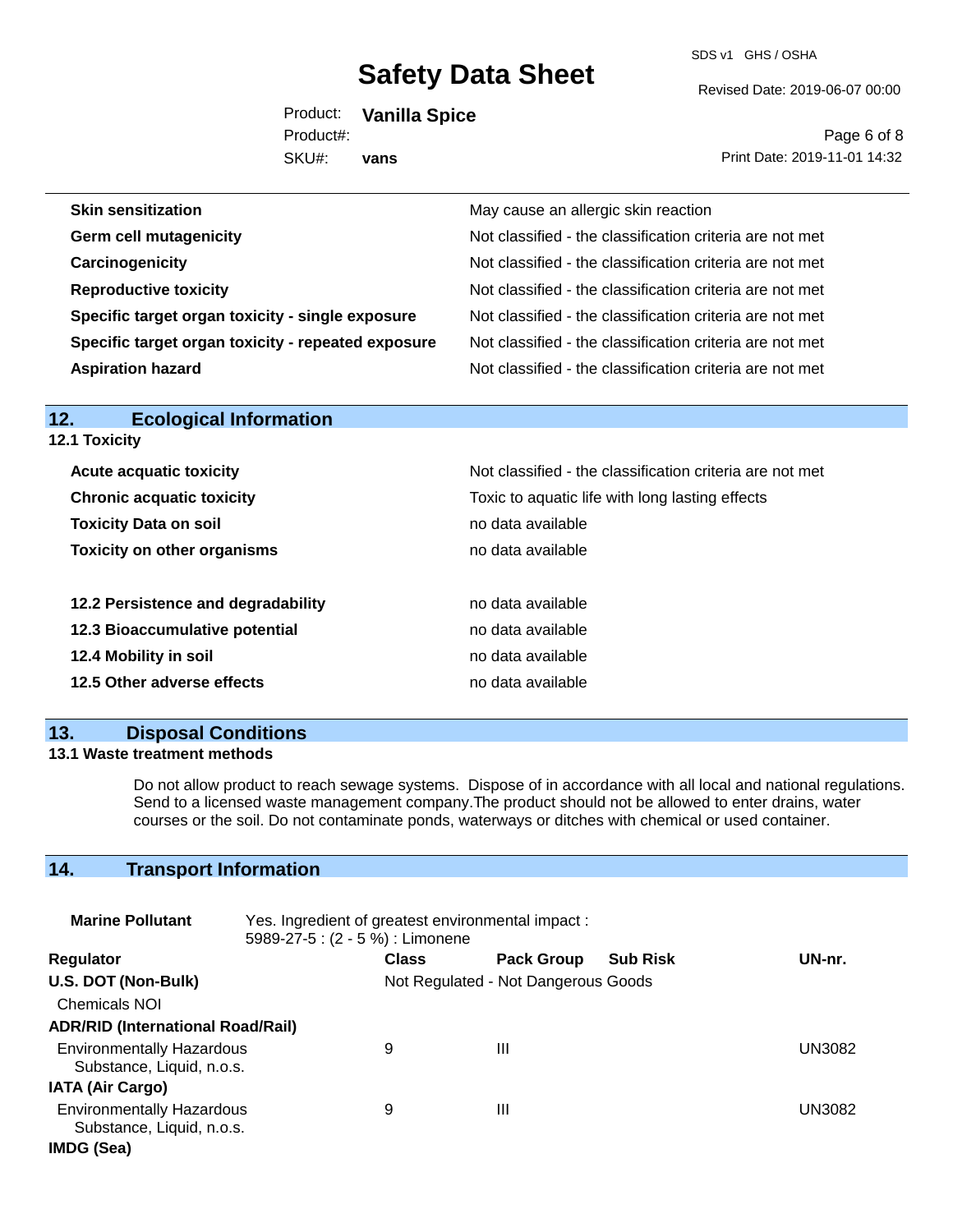| | |
|---|---|
| **Skin sensitization** | May cause an allergic skin reaction |
| **Germ cell mutagenicity** | Not classified - the classification criteria are not met |
| **Carcinogenicity** | Not classified - the classification criteria are not met |
| **Reproductive toxicity** | Not classified - the classification criteria are not met |
| **Specific target organ toxicity - single exposure** | Not classified - the classification criteria are not met |
| **Specific target organ toxicity - repeated exposure** | Not classified - the classification criteria are not met |
| **Aspiration hazard** | Not classified - the classification criteria are not met |

## 12. Ecological Information

### 12.1 Toxicity

| | |
|---|---|
| **Acute acquatic toxicity** | Not classified - the classification criteria are not met |
| **Chronic acquatic toxicity** | Toxic to aquatic life with long lasting effects |
| **Toxicity Data on soil** | no data available |
| **Toxicity on other organisms** | no data available |

| | |
|---|---|
| **12.2 Persistence and degradability** | no data available |
| **12.3 Bioaccumulative potential** | no data available |
| **12.4 Mobility in soil** | no data available |
| **12.5 Other adverse effects** | no data available |

## 13. Disposal Conditions

### 13.1 Waste treatment methods

Do not allow product to reach sewage systems. Dispose of in accordance with all local and national regulations. Send to a licensed waste management company.The product should not be allowed to enter drains, water courses or the soil. Do not contaminate ponds, waterways or ditches with chemical or used container.

## 14. Transport Information

**Marine Pollutant** Yes. Ingredient of greatest environmental impact :
5989-27-5 : (2 - 5 %) : Limonene

| Regulator | Class | Pack Group | Sub Risk | UN-nr. |
|---|---|---|---|---|
| **U.S. DOT (Non-Bulk)** | Not Regulated - Not Dangerous Goods | | | |
| Chemicals NOI | | | | |
| **ADR/RID (International Road/Rail)** | | | | |
| Environmentally Hazardous Substance, Liquid, n.o.s. | 9 | III | | UN3082 |
| **IATA (Air Cargo)** | | | | |
| Environmentally Hazardous Substance, Liquid, n.o.s. | 9 | III | | UN3082 |
| **IMDG (Sea)** | | | | |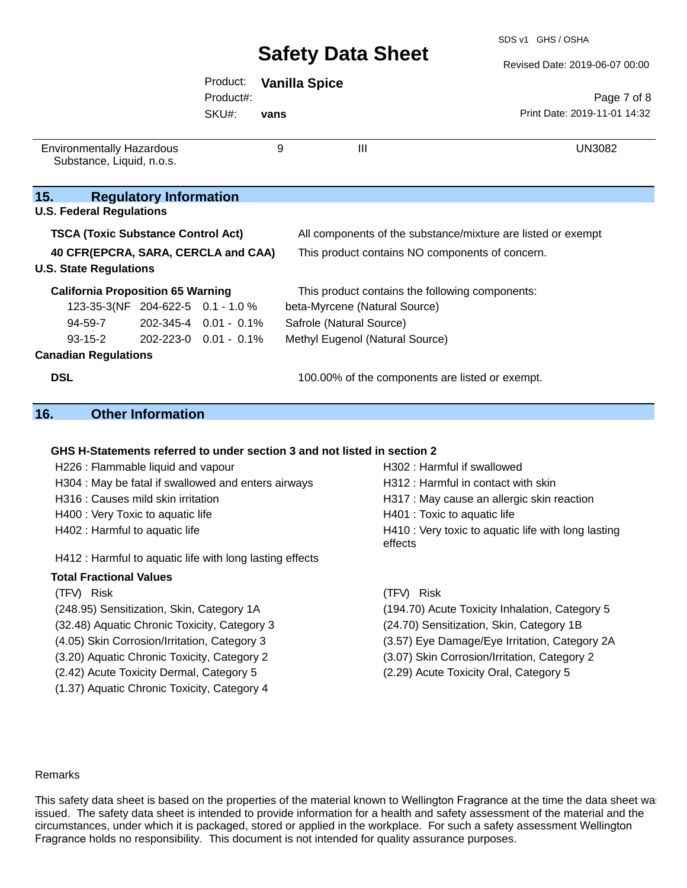| Environmentally Hazardous Substance, Liquid, n.o.s. | 9 | III | UN3082 |
|---|---|---|---|

## 15. Regulatory Information

**U.S. Federal Regulations**

| | |
|---|---|
| **TSCA (Toxic Substance Control Act)** | All components of the substance/mixture are listed or exempt |
| **40 CFR(EPCRA, SARA, CERCLA and CAA)** | This product contains NO components of concern. |

**U.S. State Regulations**

**California Proposition 65 Warning** — This product contains the following components:

| | | | |
|---|---|---|---|
| 123-35-3(NF | 204-622-5 | 0.1 - 1.0 % | beta-Myrcene (Natural Source) |
| 94-59-7 | 202-345-4 | 0.01 - 0.1% | Safrole (Natural Source) |
| 93-15-2 | 202-223-0 | 0.01 - 0.1% | Methyl Eugenol (Natural Source) |

**Canadian Regulations**

**DSL** — 100.00% of the components are listed or exempt.

## 16. Other Information

**GHS H-Statements referred to under section 3 and not listed in section 2**

- H226 : Flammable liquid and vapour
- H302 : Harmful if swallowed
- H304 : May be fatal if swallowed and enters airways
- H312 : Harmful in contact with skin
- H316 : Causes mild skin irritation
- H317 : May cause an allergic skin reaction
- H400 : Very Toxic to aquatic life
- H401 : Toxic to aquatic life
- H402 : Harmful to aquatic life
- H410 : Very toxic to aquatic life with long lasting effects
- H412 : Harmful to aquatic life with long lasting effects

**Total Fractional Values**

| (TFV) Risk | (TFV) Risk |
|---|---|
| (248.95) Sensitization, Skin, Category 1A | (194.70) Acute Toxicity Inhalation, Category 5 |
| (32.48) Aquatic Chronic Toxicity, Category 3 | (24.70) Sensitization, Skin, Category 1B |
| (4.05) Skin Corrosion/Irritation, Category 3 | (3.57) Eye Damage/Eye Irritation, Category 2A |
| (3.20) Aquatic Chronic Toxicity, Category 2 | (3.07) Skin Corrosion/Irritation, Category 2 |
| (2.42) Acute Toxicity Dermal, Category 5 | (2.29) Acute Toxicity Oral, Category 5 |
| (1.37) Aquatic Chronic Toxicity, Category 4 | |

Remarks

This safety data sheet is based on the properties of the material known to Wellington Fragrance at the time the data sheet was issued. The safety data sheet is intended to provide information for a health and safety assessment of the material and the circumstances, under which it is packaged, stored or applied in the workplace. For such a safety assessment Wellington Fragrance holds no responsibility. This document is not intended for quality assurance purposes.